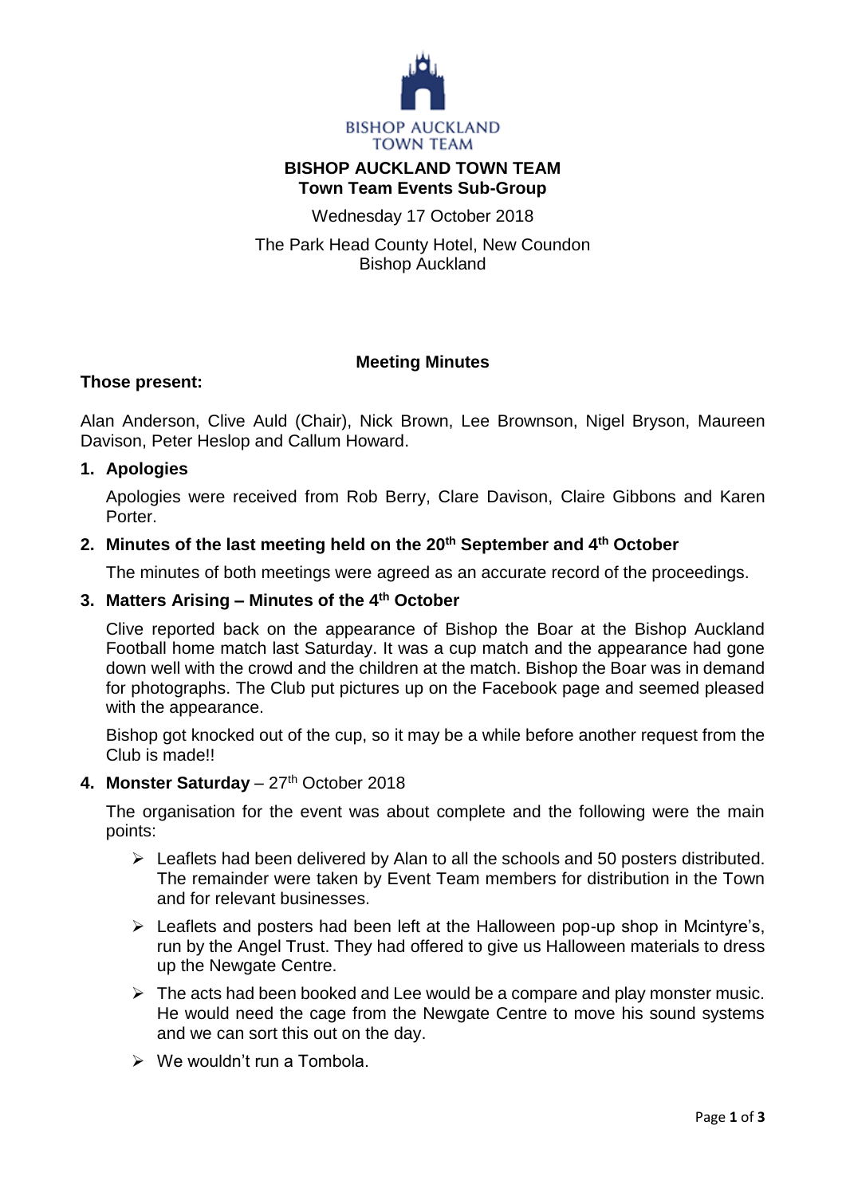BISHOP AUCKLAND TOWN TEAM

# BISHOP AUCKLAND TOWN TEAM
## Town Team Events Sub-Group

Wednesday 17 October 2018

The Park Head County Hotel, New Coundon
Bishop Auckland

### Meeting Minutes

**Those present:**

Alan Anderson, Clive Auld (Chair), Nick Brown, Lee Brownson, Nigel Bryson, Maureen Davison, Peter Heslop and Callum Howard.

**1. Apologies**

Apologies were received from Rob Berry, Clare Davison, Claire Gibbons and Karen Porter.

**2. Minutes of the last meeting held on the 20th September and 4th October**

The minutes of both meetings were agreed as an accurate record of the proceedings.

**3. Matters Arising – Minutes of the 4th October**

Clive reported back on the appearance of Bishop the Boar at the Bishop Auckland Football home match last Saturday. It was a cup match and the appearance had gone down well with the crowd and the children at the match. Bishop the Boar was in demand for photographs. The Club put pictures up on the Facebook page and seemed pleased with the appearance.

Bishop got knocked out of the cup, so it may be a while before another request from the Club is made!!

**4. Monster Saturday** – 27th October 2018

The organisation for the event was about complete and the following were the main points:

- Leaflets had been delivered by Alan to all the schools and 50 posters distributed. The remainder were taken by Event Team members for distribution in the Town and for relevant businesses.
- Leaflets and posters had been left at the Halloween pop-up shop in Mcintyre's, run by the Angel Trust. They had offered to give us Halloween materials to dress up the Newgate Centre.
- The acts had been booked and Lee would be a compare and play monster music. He would need the cage from the Newgate Centre to move his sound systems and we can sort this out on the day.
- We wouldn't run a Tombola.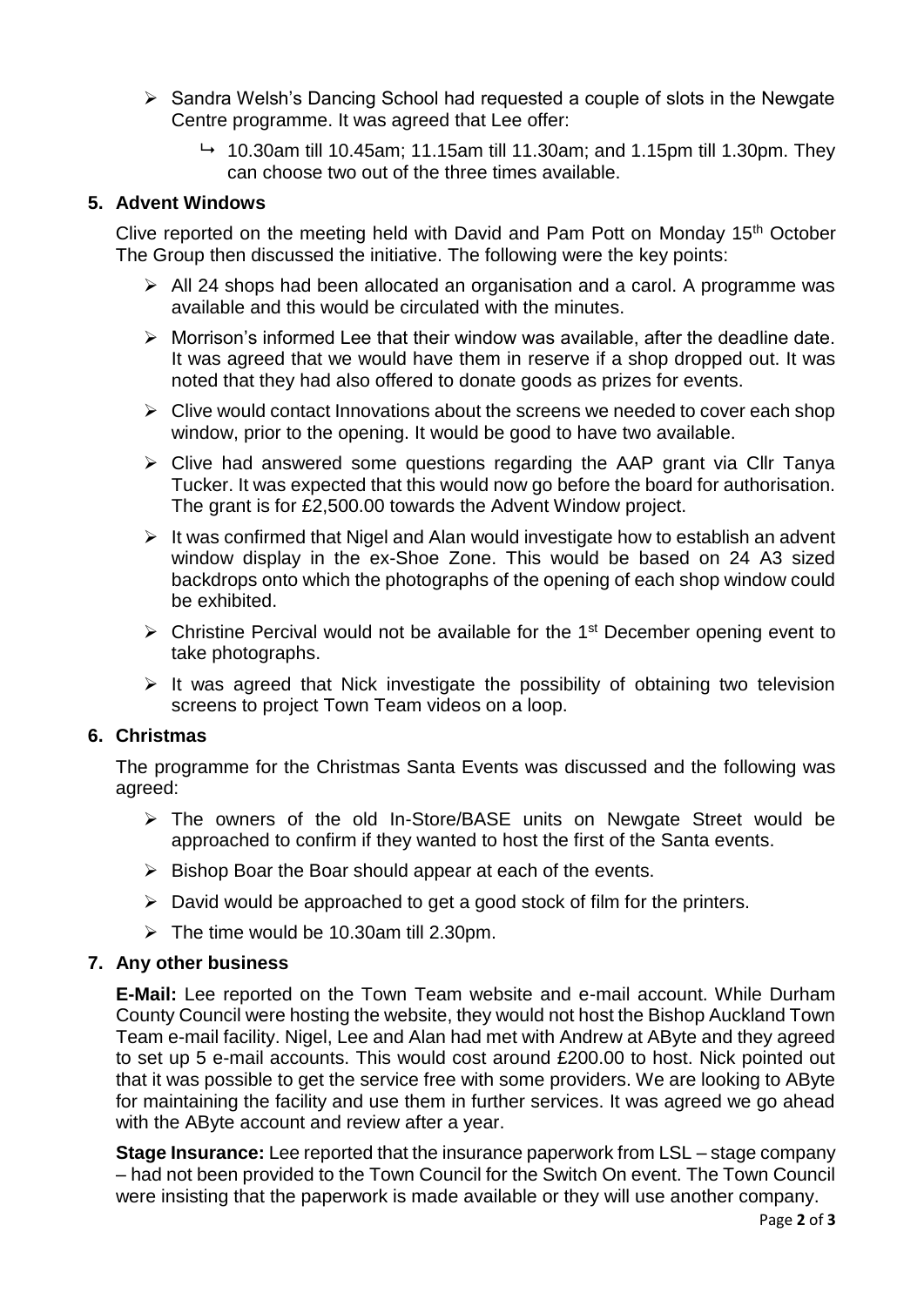- Sandra Welsh's Dancing School had requested a couple of slots in the Newgate Centre programme. It was agreed that Lee offer:
  - 10.30am till 10.45am; 11.15am till 11.30am; and 1.15pm till 1.30pm. They can choose two out of the three times available.

## 5. Advent Windows

Clive reported on the meeting held with David and Pam Pott on Monday 15th October The Group then discussed the initiative. The following were the key points:

- All 24 shops had been allocated an organisation and a carol. A programme was available and this would be circulated with the minutes.
- Morrison's informed Lee that their window was available, after the deadline date. It was agreed that we would have them in reserve if a shop dropped out. It was noted that they had also offered to donate goods as prizes for events.
- Clive would contact Innovations about the screens we needed to cover each shop window, prior to the opening. It would be good to have two available.
- Clive had answered some questions regarding the AAP grant via Cllr Tanya Tucker. It was expected that this would now go before the board for authorisation. The grant is for £2,500.00 towards the Advent Window project.
- It was confirmed that Nigel and Alan would investigate how to establish an advent window display in the ex-Shoe Zone. This would be based on 24 A3 sized backdrops onto which the photographs of the opening of each shop window could be exhibited.
- Christine Percival would not be available for the 1st December opening event to take photographs.
- It was agreed that Nick investigate the possibility of obtaining two television screens to project Town Team videos on a loop.

## 6. Christmas

The programme for the Christmas Santa Events was discussed and the following was agreed:

- The owners of the old In-Store/BASE units on Newgate Street would be approached to confirm if they wanted to host the first of the Santa events.
- Bishop Boar the Boar should appear at each of the events.
- David would be approached to get a good stock of film for the printers.
- The time would be 10.30am till 2.30pm.

## 7. Any other business

**E-Mail:** Lee reported on the Town Team website and e-mail account. While Durham County Council were hosting the website, they would not host the Bishop Auckland Town Team e-mail facility. Nigel, Lee and Alan had met with Andrew at AByte and they agreed to set up 5 e-mail accounts. This would cost around £200.00 to host. Nick pointed out that it was possible to get the service free with some providers. We are looking to AByte for maintaining the facility and use them in further services. It was agreed we go ahead with the AByte account and review after a year.

**Stage Insurance:** Lee reported that the insurance paperwork from LSL – stage company – had not been provided to the Town Council for the Switch On event. The Town Council were insisting that the paperwork is made available or they will use another company.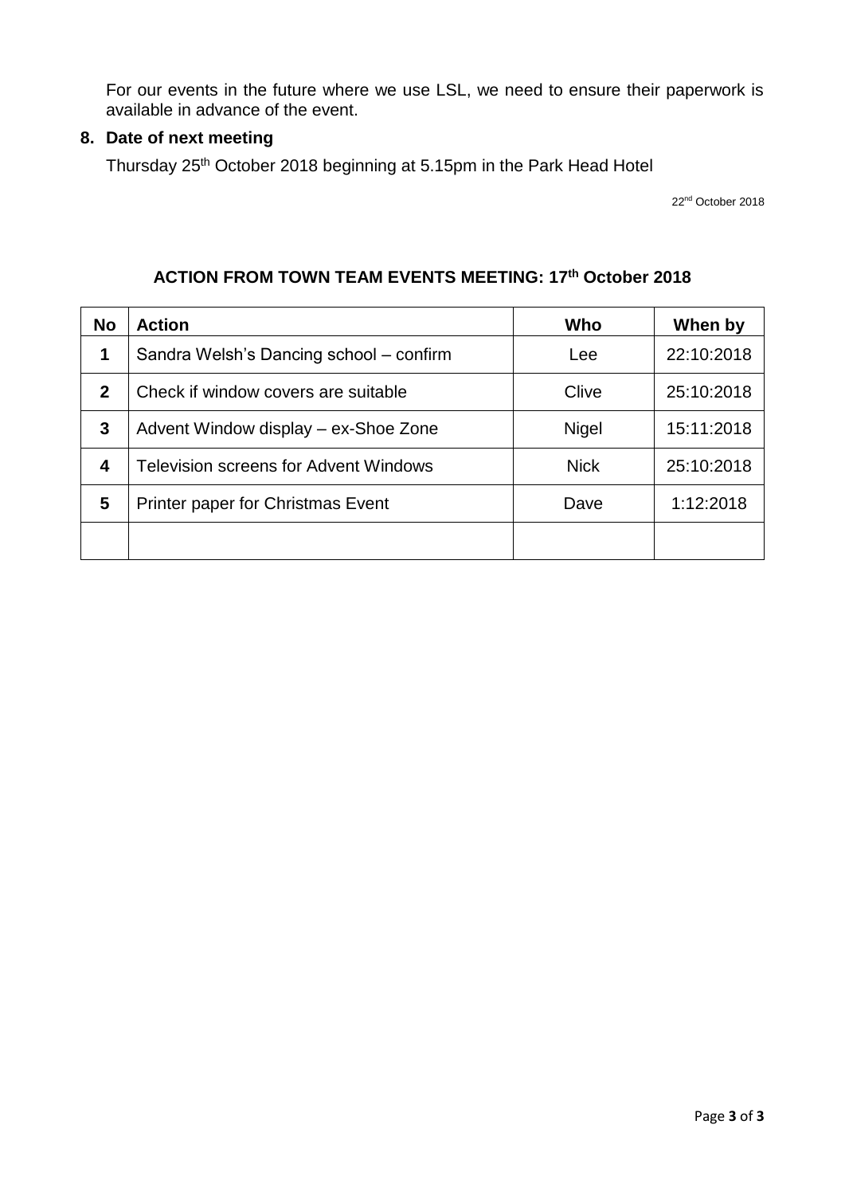For our events in the future where we use LSL, we need to ensure their paperwork is available in advance of the event.

**8. Date of next meeting**

Thursday 25th October 2018 beginning at 5.15pm in the Park Head Hotel

22nd October 2018

**ACTION FROM TOWN TEAM EVENTS MEETING: 17th October 2018**

| No | Action | Who | When by |
|---|---|---|---|
| 1 | Sandra Welsh's Dancing school – confirm | Lee | 22:10:2018 |
| 2 | Check if window covers are suitable | Clive | 25:10:2018 |
| 3 | Advent Window display – ex-Shoe Zone | Nigel | 15:11:2018 |
| 4 | Television screens for Advent Windows | Nick | 25:10:2018 |
| 5 | Printer paper for Christmas Event | Dave | 1:12:2018 |
| | | | |